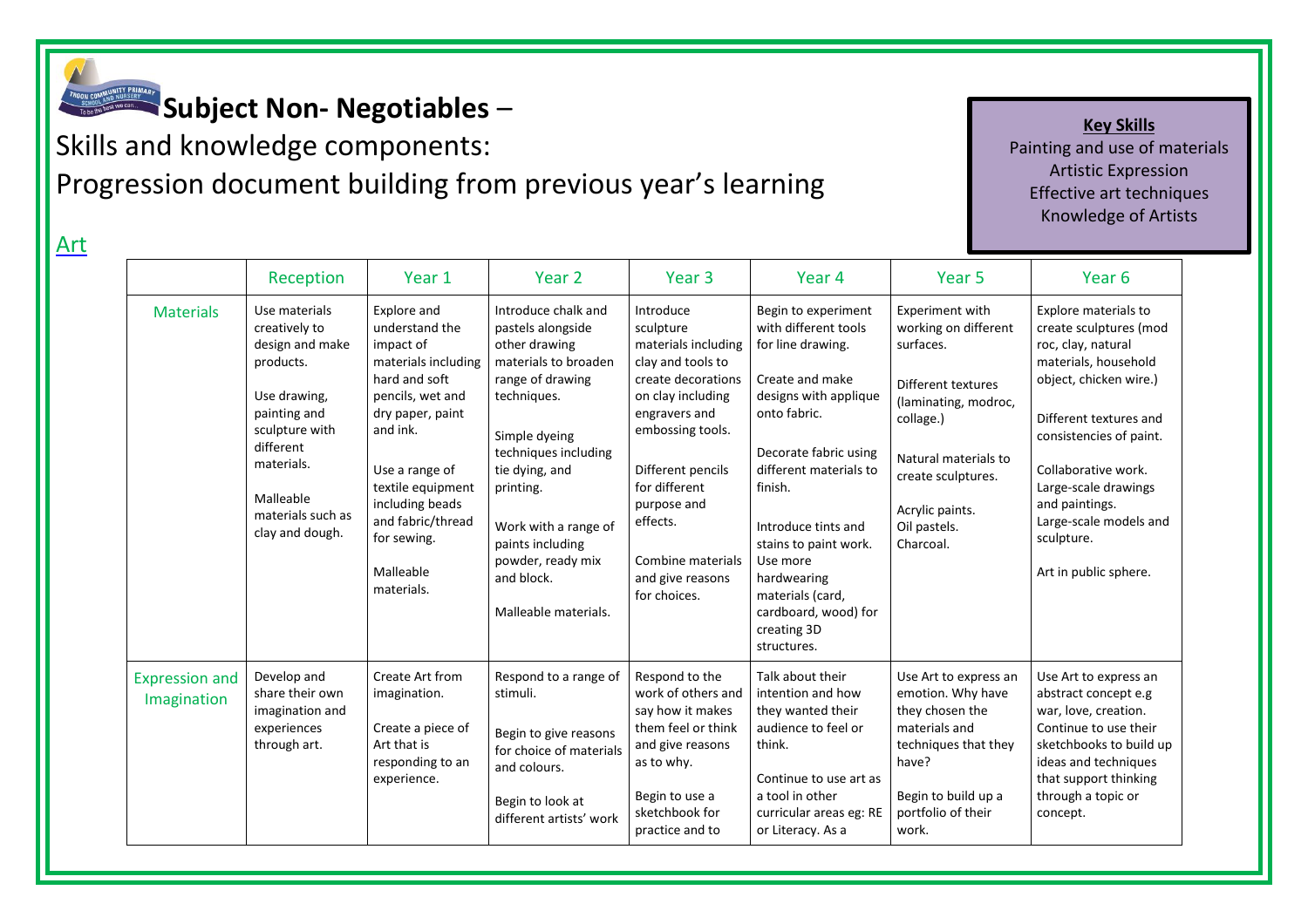# Subject Non- Negotiables –

Skills and knowledge components:

Progression document building from previous year's learning

**Key Skills**
Painting and use of materials
Artistic Expression
Effective art techniques
Knowledge of Artists

## Art

| | Reception | Year 1 | Year 2 | Year 3 | Year 4 | Year 5 | Year 6 |
|---|---|---|---|---|---|---|---|
| Materials | Use materials creatively to design and make products.<br><br>Use drawing, painting and sculpture with different materials.<br><br>Malleable materials such as clay and dough. | Explore and understand the impact of materials including hard and soft pencils, wet and dry paper, paint and ink.<br><br>Use a range of textile equipment including beads and fabric/thread for sewing.<br><br>Malleable materials. | Introduce chalk and pastels alongside other drawing materials to broaden range of drawing techniques.<br><br>Simple dyeing techniques including tie dying, and printing.<br><br>Work with a range of paints including powder, ready mix and block.<br><br>Malleable materials. | Introduce sculpture materials including clay and tools to create decorations on clay including engravers and embossing tools.<br><br>Different pencils for different purpose and effects.<br><br>Combine materials and give reasons for choices. | Begin to experiment with different tools for line drawing.<br><br>Create and make designs with applique onto fabric.<br><br>Decorate fabric using different materials to finish.<br><br>Introduce tints and stains to paint work. Use more hardwearing materials (card, cardboard, wood) for creating 3D structures. | Experiment with working on different surfaces.<br><br>Different textures (laminating, modroc, collage.)<br><br>Natural materials to create sculptures.<br><br>Acrylic paints.<br>Oil pastels.<br>Charcoal. | Explore materials to create sculptures (mod roc, clay, natural materials, household object, chicken wire.)<br><br>Different textures and consistencies of paint.<br><br>Collaborative work.<br>Large-scale drawings and paintings.<br>Large-scale models and sculpture.<br><br>Art in public sphere. |
| Expression and Imagination | Develop and share their own imagination and experiences through art. | Create Art from imagination.<br><br>Create a piece of Art that is responding to an experience. | Respond to a range of stimuli.<br><br>Begin to give reasons for choice of materials and colours.<br><br>Begin to look at different artists' work | Respond to the work of others and say how it makes them feel or think and give reasons as to why.<br><br>Begin to use a sketchbook for practice and to | Talk about their intention and how they wanted their audience to feel or think.<br><br>Continue to use art as a tool in other curricular areas eg: RE or Literacy. As a | Use Art to express an emotion. Why have they chosen the materials and techniques that they have?<br><br>Begin to build up a portfolio of their work. | Use Art to express an abstract concept e.g war, love, creation. Continue to use their sketchbooks to build up ideas and techniques that support thinking through a topic or concept. |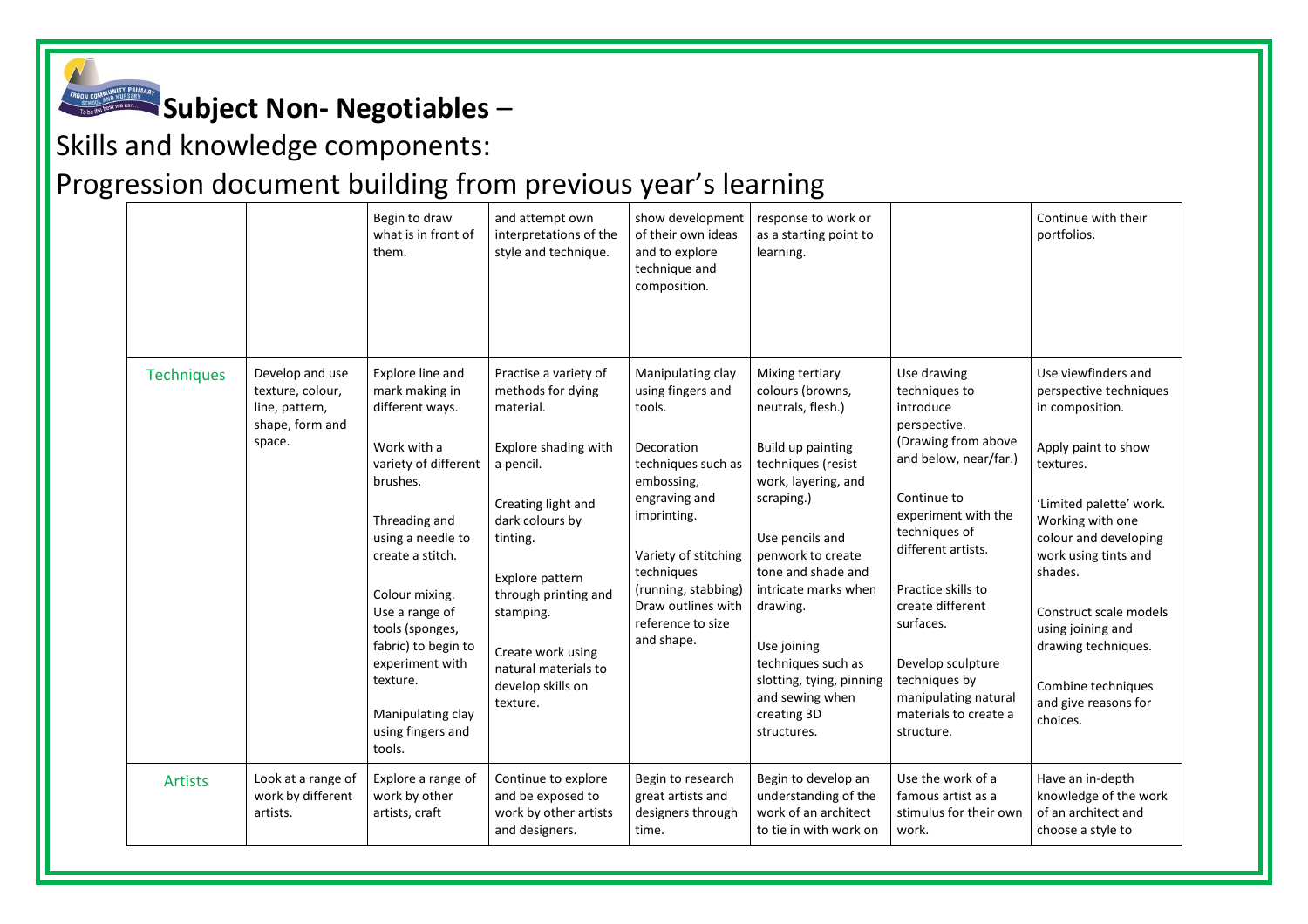# Subject Non- Negotiables –

Skills and knowledge components:

Progression document building from previous year's learning

| | | | | | | | |
|---|---|---|---|---|---|---|---|
| | | Begin to draw what is in front of them. | and attempt own interpretations of the style and technique. | show development of their own ideas and to explore technique and composition. | response to work or as a starting point to learning. | | Continue with their portfolios. |
| Techniques | Develop and use texture, colour, line, pattern, shape, form and space. | Explore line and mark making in different ways.<br><br>Work with a variety of different brushes.<br><br>Threading and using a needle to create a stitch.<br><br>Colour mixing.<br>Use a range of tools (sponges, fabric) to begin to experiment with texture.<br><br>Manipulating clay using fingers and tools. | Practise a variety of methods for dying material.<br><br>Explore shading with a pencil.<br><br>Creating light and dark colours by tinting.<br><br>Explore pattern through printing and stamping.<br><br>Create work using natural materials to develop skills on texture. | Manipulating clay using fingers and tools.<br><br>Decoration techniques such as embossing, engraving and imprinting.<br><br>Variety of stitching techniques (running, stabbing)<br>Draw outlines with reference to size and shape. | Mixing tertiary colours (browns, neutrals, flesh.)<br><br>Build up painting techniques (resist work, layering, and scraping.)<br><br>Use pencils and penwork to create tone and shade and intricate marks when drawing.<br><br>Use joining techniques such as slotting, tying, pinning and sewing when creating 3D structures. | Use drawing techniques to introduce perspective. (Drawing from above and below, near/far.)<br><br>Continue to experiment with the techniques of different artists.<br><br>Practice skills to create different surfaces.<br><br>Develop sculpture techniques by manipulating natural materials to create a structure. | Use viewfinders and perspective techniques in composition.<br><br>Apply paint to show textures.<br><br>'Limited palette' work. Working with one colour and developing work using tints and shades.<br><br>Construct scale models using joining and drawing techniques.<br><br>Combine techniques and give reasons for choices. |
| Artists | Look at a range of work by different artists. | Explore a range of work by other artists, craft | Continue to explore and be exposed to work by other artists and designers. | Begin to research great artists and designers through time. | Begin to develop an understanding of the work of an architect to tie in with work on | Use the work of a famous artist as a stimulus for their own work. | Have an in-depth knowledge of the work of an architect and choose a style to |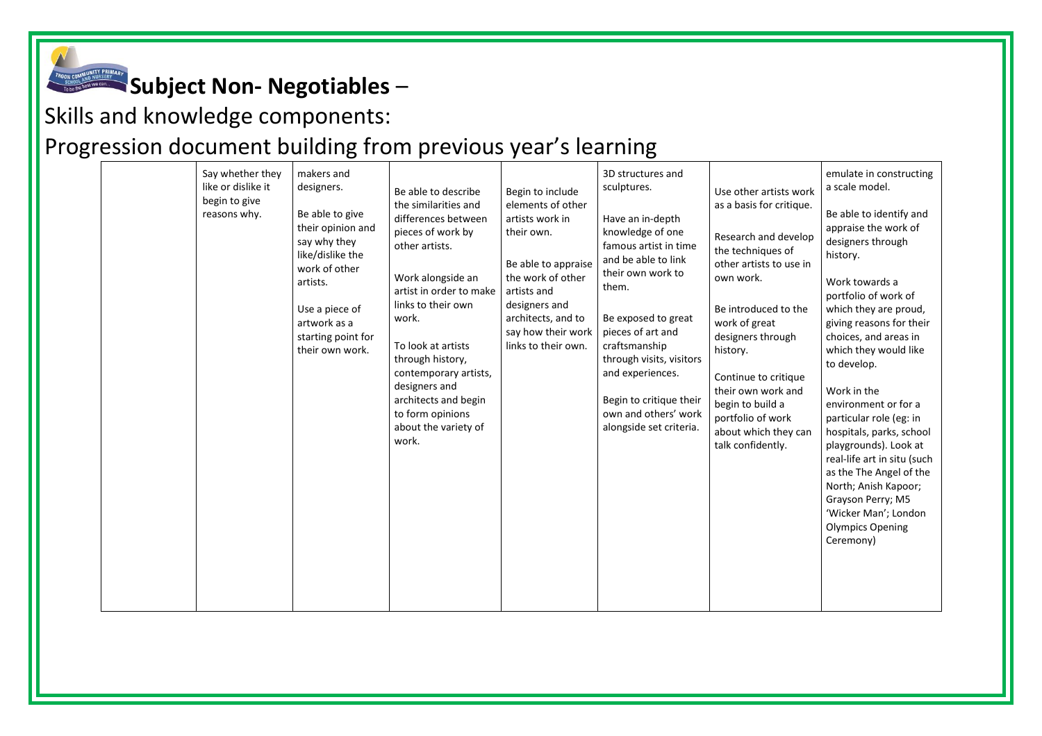# Subject Non- Negotiables –

Skills and knowledge components:

Progression document building from previous year's learning

| | | | | | | | | |
|---|---|---|---|---|---|---|---|---|
| | Say whether they like or dislike it begin to give reasons why. | makers and designers.<br><br>Be able to give their opinion and say why they like/dislike the work of other artists.<br><br>Use a piece of artwork as a starting point for their own work. | Be able to describe the similarities and differences between pieces of work by other artists.<br><br>Work alongside an artist in order to make links to their own work.<br><br>To look at artists through history, contemporary artists, designers and architects and begin to form opinions about the variety of work. | Begin to include elements of other artists work in their own.<br><br>Be able to appraise the work of other artists and designers and architects, and to say how their work links to their own. | 3D structures and sculptures.<br><br>Have an in-depth knowledge of one famous artist in time and be able to link their own work to them.<br><br>Be exposed to great pieces of art and craftsmanship through visits, visitors and experiences.<br><br>Begin to critique their own and others' work alongside set criteria. | Use other artists work as a basis for critique.<br><br>Research and develop the techniques of other artists to use in own work.<br><br>Be introduced to the work of great designers through history.<br><br>Continue to critique their own work and begin to build a portfolio of work about which they can talk confidently. | emulate in constructing a scale model.<br><br>Be able to identify and appraise the work of designers through history.<br><br>Work towards a portfolio of work of which they are proud, giving reasons for their choices, and areas in which they would like to develop.<br><br>Work in the environment or for a particular role (eg: in hospitals, parks, school playgrounds). Look at real-life art in situ (such as the The Angel of the North; Anish Kapoor; Grayson Perry; M5 'Wicker Man'; London Olympics Opening Ceremony) |